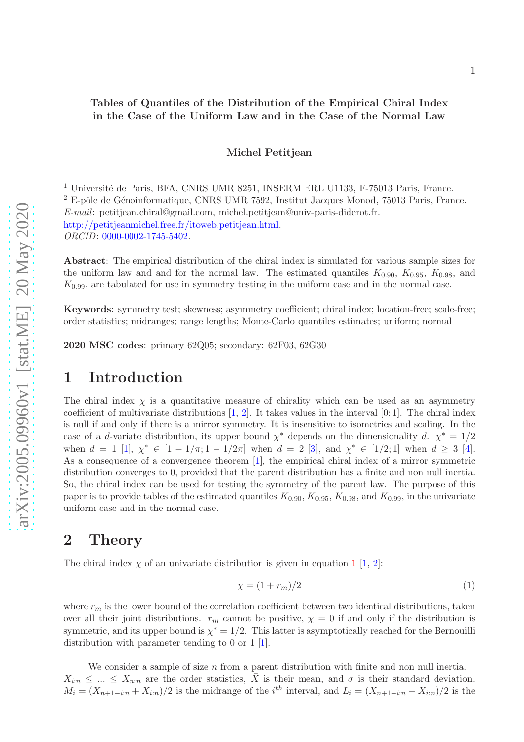**Tables of Quantiles of the Distribution of the Empirical Chiral Index in the Case of the Uniform Law and in the Case of the Normal Law**

**Michel Petitjean**

[1] Université de Paris, BFA, CNRS UMR 8251, INSERM ERL U1133, F-75013 Paris, France.
[2] E-pôle de Génoinformatique, CNRS UMR 7592, Institut Jacques Monod, 75013 Paris, France.
*E-mail*: petitjean.chiral@gmail.com, michel.petitjean@univ-paris-diderot.fr.
http://petitjeanmichel.free.fr/itoweb.petitjean.html.
*ORCID*: 0000-0002-1745-5402.

**Abstract**: The empirical distribution of the chiral index is simulated for various sample sizes for the uniform law and and for the normal law. The estimated quantiles $K_{0.90}$, $K_{0.95}$, $K_{0.98}$, and $K_{0.99}$, are tabulated for use in symmetry testing in the uniform case and in the normal case.

**Keywords**: symmetry test; skewness; asymmetry coefficient; chiral index; location-free; scale-free; order statistics; midranges; range lengths; Monte-Carlo quantiles estimates; uniform; normal

**2020 MSC codes**: primary 62Q05; secondary: 62F03, 62G30

# 1 Introduction

The chiral index $\chi$ is a quantitative measure of chirality which can be used as an asymmetry coefficient of multivariate distributions [1, 2]. It takes values in the interval $[0; 1]$. The chiral index is null if and only if there is a mirror symmetry. It is insensitive to isometries and scaling. In the case of a $d$-variate distribution, its upper bound $\chi^*$ depends on the dimensionality $d$. $\chi^* = 1/2$ when $d = 1$ [1], $\chi^* \in [1 - 1/\pi; 1 - 1/2\pi]$ when $d = 2$ [3], and $\chi^* \in [1/2; 1]$ when $d \geq 3$ [4]. As a consequence of a convergence theorem [1], the empirical chiral index of a mirror symmetric distribution converges to 0, provided that the parent distribution has a finite and non null inertia. So, the chiral index can be used for testing the symmetry of the parent law. The purpose of this paper is to provide tables of the estimated quantiles $K_{0.90}$, $K_{0.95}$, $K_{0.98}$, and $K_{0.99}$, in the univariate uniform case and in the normal case.

# 2 Theory

The chiral index $\chi$ of an univariate distribution is given in equation 1 [1, 2]:

$$\chi = (1 + r_m)/2 \tag{1}$$

where $r_m$ is the lower bound of the correlation coefficient between two identical distributions, taken over all their joint distributions. $r_m$ cannot be positive, $\chi = 0$ if and only if the distribution is symmetric, and its upper bound is $\chi^* = 1/2$. This latter is asymptotically reached for the Bernouilli distribution with parameter tending to 0 or 1 [1].

We consider a sample of size $n$ from a parent distribution with finite and non null inertia. $X_{i:n} \leq ... \leq X_{n:n}$ are the order statistics, $\bar{X}$ is their mean, and $\sigma$ is their standard deviation. $M_i = (X_{n+1-i:n} + X_{i:n})/2$ is the midrange of the $i^{th}$ interval, and $L_i = (X_{n+1-i:n} - X_{i:n})/2$ is the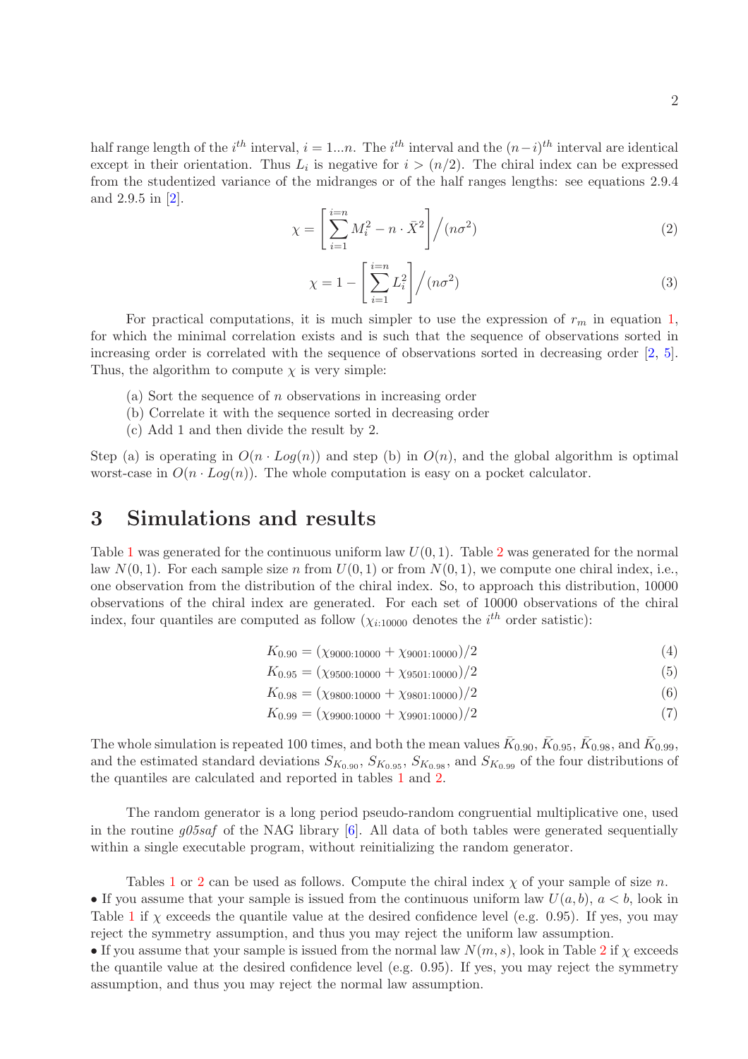half range length of the $i^{th}$ interval, $i = 1...n$. The $i^{th}$ interval and the $(n-i)^{th}$ interval are identical except in their orientation. Thus $L_i$ is negative for $i > (n/2)$. The chiral index can be expressed from the studentized variance of the midranges or of the half ranges lengths: see equations 2.9.4 and 2.9.5 in [2].

$$\chi = \left[ \sum_{i=1}^{i=n} M_i^2 - n \cdot \bar{X}^2 \right] \Big/ (n\sigma^2) \tag{2}$$

$$\chi = 1 - \left[ \sum_{i=1}^{i=n} L_i^2 \right] \Big/ (n\sigma^2) \tag{3}$$

For practical computations, it is much simpler to use the expression of $r_m$ in equation 1, for which the minimal correlation exists and is such that the sequence of observations sorted in increasing order is correlated with the sequence of observations sorted in decreasing order [2, 5]. Thus, the algorithm to compute $\chi$ is very simple:

(a) Sort the sequence of $n$ observations in increasing order
(b) Correlate it with the sequence sorted in decreasing order
(c) Add 1 and then divide the result by 2.

Step (a) is operating in $O(n \cdot Log(n))$ and step (b) in $O(n)$, and the global algorithm is optimal worst-case in $O(n \cdot Log(n))$. The whole computation is easy on a pocket calculator.

# 3 Simulations and results

Table 1 was generated for the continuous uniform law $U(0, 1)$. Table 2 was generated for the normal law $N(0, 1)$. For each sample size $n$ from $U(0, 1)$ or from $N(0, 1)$, we compute one chiral index, i.e., one observation from the distribution of the chiral index. So, to approach this distribution, 10000 observations of the chiral index are generated. For each set of 10000 observations of the chiral index, four quantiles are computed as follow ($\chi_{i:10000}$ denotes the $i^{th}$ order satistic):

$$K_{0.90} = (\chi_{9000:10000} + \chi_{9001:10000})/2 \tag{4}$$
$$K_{0.95} = (\chi_{9500:10000} + \chi_{9501:10000})/2 \tag{5}$$
$$K_{0.98} = (\chi_{9800:10000} + \chi_{9801:10000})/2 \tag{6}$$
$$K_{0.99} = (\chi_{9900:10000} + \chi_{9901:10000})/2 \tag{7}$$

The whole simulation is repeated 100 times, and both the mean values $\bar{K}_{0.90}$, $\bar{K}_{0.95}$, $\bar{K}_{0.98}$, and $\bar{K}_{0.99}$, and the estimated standard deviations $S_{K_{0.90}}$, $S_{K_{0.95}}$, $S_{K_{0.98}}$, and $S_{K_{0.99}}$ of the four distributions of the quantiles are calculated and reported in tables 1 and 2.

The random generator is a long period pseudo-random congruential multiplicative one, used in the routine *g05saf* of the NAG library [6]. All data of both tables were generated sequentially within a single executable program, without reinitializing the random generator.

Tables 1 or 2 can be used as follows. Compute the chiral index $\chi$ of your sample of size $n$.
• If you assume that your sample is issued from the continuous uniform law $U(a, b)$, $a < b$, look in Table 1 if $\chi$ exceeds the quantile value at the desired confidence level (e.g. 0.95). If yes, you may reject the symmetry assumption, and thus you may reject the uniform law assumption.
• If you assume that your sample is issued from the normal law $N(m, s)$, look in Table 2 if $\chi$ exceeds the quantile value at the desired confidence level (e.g. 0.95). If yes, you may reject the symmetry assumption, and thus you may reject the normal law assumption.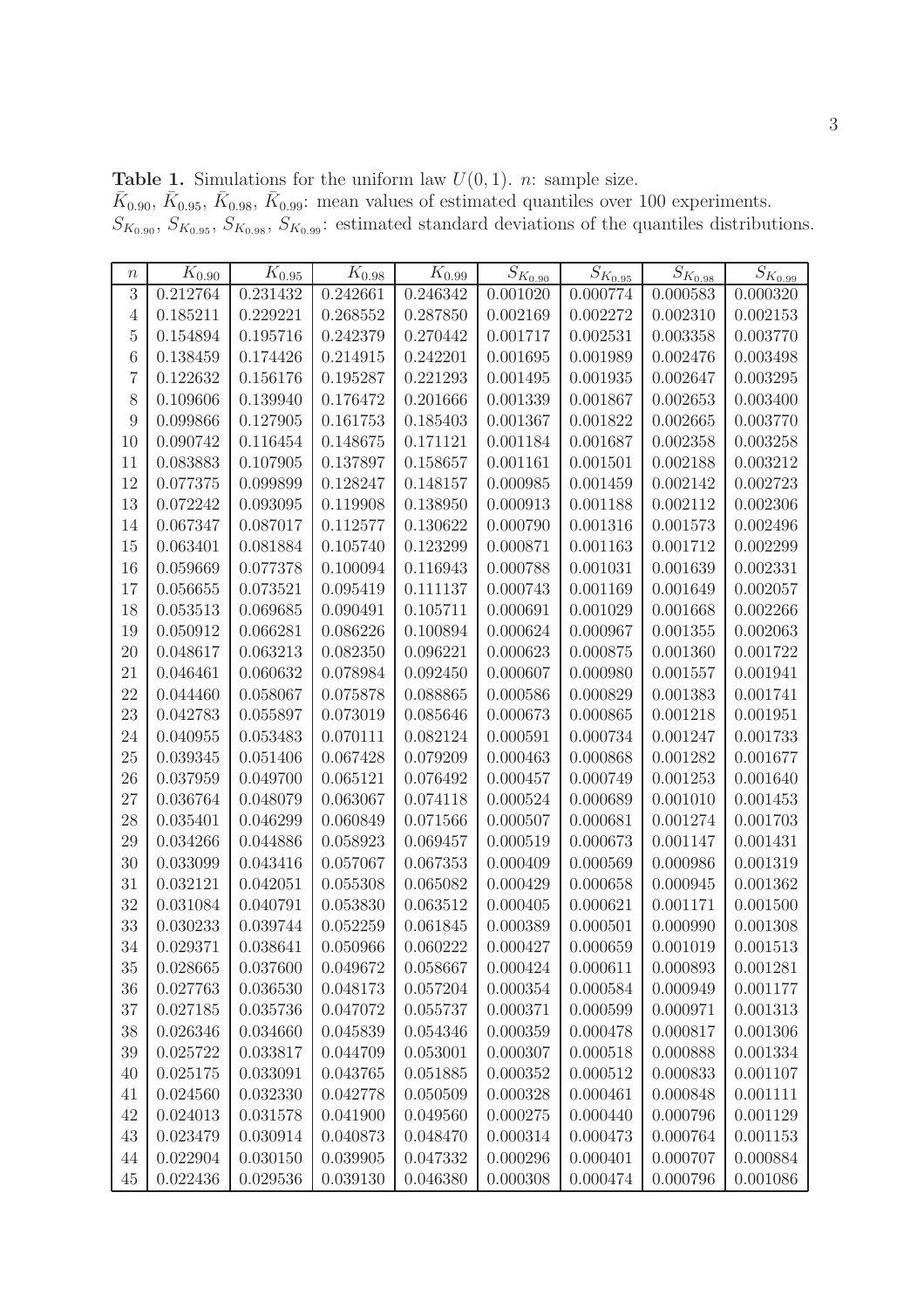**Table 1.** Simulations for the uniform law $U(0,1)$. $n$: sample size.
$\bar{K}_{0.90}$, $\bar{K}_{0.95}$, $\bar{K}_{0.98}$, $\bar{K}_{0.99}$: mean values of estimated quantiles over 100 experiments.
$S_{K_{0.90}}$, $S_{K_{0.95}}$, $S_{K_{0.98}}$, $S_{K_{0.99}}$: estimated standard deviations of the quantiles distributions.

| $n$ | $\bar{K}_{0.90}$ | $\bar{K}_{0.95}$ | $\bar{K}_{0.98}$ | $\bar{K}_{0.99}$ | $S_{K_{0.90}}$ | $S_{K_{0.95}}$ | $S_{K_{0.98}}$ | $S_{K_{0.99}}$ |
|---|---|---|---|---|---|---|---|---|
| 3 | 0.212764 | 0.231432 | 0.242661 | 0.246342 | 0.001020 | 0.000774 | 0.000583 | 0.000320 |
| 4 | 0.185211 | 0.229221 | 0.268552 | 0.287850 | 0.002169 | 0.002272 | 0.002310 | 0.002153 |
| 5 | 0.154894 | 0.195716 | 0.242379 | 0.270442 | 0.001717 | 0.002531 | 0.003358 | 0.003770 |
| 6 | 0.138459 | 0.174426 | 0.214915 | 0.242201 | 0.001695 | 0.001989 | 0.002476 | 0.003498 |
| 7 | 0.122632 | 0.156176 | 0.195287 | 0.221293 | 0.001495 | 0.001935 | 0.002647 | 0.003295 |
| 8 | 0.109606 | 0.139940 | 0.176472 | 0.201666 | 0.001339 | 0.001867 | 0.002653 | 0.003400 |
| 9 | 0.099866 | 0.127905 | 0.161753 | 0.185403 | 0.001367 | 0.001822 | 0.002665 | 0.003770 |
| 10 | 0.090742 | 0.116454 | 0.148675 | 0.171121 | 0.001184 | 0.001687 | 0.002358 | 0.003258 |
| 11 | 0.083883 | 0.107905 | 0.137897 | 0.158657 | 0.001161 | 0.001501 | 0.002188 | 0.003212 |
| 12 | 0.077375 | 0.099899 | 0.128247 | 0.148157 | 0.000985 | 0.001459 | 0.002142 | 0.002723 |
| 13 | 0.072242 | 0.093095 | 0.119908 | 0.138950 | 0.000913 | 0.001188 | 0.002112 | 0.002306 |
| 14 | 0.067347 | 0.087017 | 0.112577 | 0.130622 | 0.000790 | 0.001316 | 0.001573 | 0.002496 |
| 15 | 0.063401 | 0.081884 | 0.105740 | 0.123299 | 0.000871 | 0.001163 | 0.001712 | 0.002299 |
| 16 | 0.059669 | 0.077378 | 0.100094 | 0.116943 | 0.000788 | 0.001031 | 0.001639 | 0.002331 |
| 17 | 0.056655 | 0.073521 | 0.095419 | 0.111137 | 0.000743 | 0.001169 | 0.001649 | 0.002057 |
| 18 | 0.053513 | 0.069685 | 0.090491 | 0.105711 | 0.000691 | 0.001029 | 0.001668 | 0.002266 |
| 19 | 0.050912 | 0.066281 | 0.086226 | 0.100894 | 0.000624 | 0.000967 | 0.001355 | 0.002063 |
| 20 | 0.048617 | 0.063213 | 0.082350 | 0.096221 | 0.000623 | 0.000875 | 0.001360 | 0.001722 |
| 21 | 0.046461 | 0.060632 | 0.078984 | 0.092450 | 0.000607 | 0.000980 | 0.001557 | 0.001941 |
| 22 | 0.044460 | 0.058067 | 0.075878 | 0.088865 | 0.000586 | 0.000829 | 0.001383 | 0.001741 |
| 23 | 0.042783 | 0.055897 | 0.073019 | 0.085646 | 0.000673 | 0.000865 | 0.001218 | 0.001951 |
| 24 | 0.040955 | 0.053483 | 0.070111 | 0.082124 | 0.000591 | 0.000734 | 0.001247 | 0.001733 |
| 25 | 0.039345 | 0.051406 | 0.067428 | 0.079209 | 0.000463 | 0.000868 | 0.001282 | 0.001677 |
| 26 | 0.037959 | 0.049700 | 0.065121 | 0.076492 | 0.000457 | 0.000749 | 0.001253 | 0.001640 |
| 27 | 0.036764 | 0.048079 | 0.063067 | 0.074118 | 0.000524 | 0.000689 | 0.001010 | 0.001453 |
| 28 | 0.035401 | 0.046299 | 0.060849 | 0.071566 | 0.000507 | 0.000681 | 0.001274 | 0.001703 |
| 29 | 0.034266 | 0.044886 | 0.058923 | 0.069457 | 0.000519 | 0.000673 | 0.001147 | 0.001431 |
| 30 | 0.033099 | 0.043416 | 0.057067 | 0.067353 | 0.000409 | 0.000569 | 0.000986 | 0.001319 |
| 31 | 0.032121 | 0.042051 | 0.055308 | 0.065082 | 0.000429 | 0.000658 | 0.000945 | 0.001362 |
| 32 | 0.031084 | 0.040791 | 0.053830 | 0.063512 | 0.000405 | 0.000621 | 0.001171 | 0.001500 |
| 33 | 0.030233 | 0.039744 | 0.052259 | 0.061845 | 0.000389 | 0.000501 | 0.000990 | 0.001308 |
| 34 | 0.029371 | 0.038641 | 0.050966 | 0.060222 | 0.000427 | 0.000659 | 0.001019 | 0.001513 |
| 35 | 0.028665 | 0.037600 | 0.049672 | 0.058667 | 0.000424 | 0.000611 | 0.000893 | 0.001281 |
| 36 | 0.027763 | 0.036530 | 0.048173 | 0.057204 | 0.000354 | 0.000584 | 0.000949 | 0.001177 |
| 37 | 0.027185 | 0.035736 | 0.047072 | 0.055737 | 0.000371 | 0.000599 | 0.000971 | 0.001313 |
| 38 | 0.026346 | 0.034660 | 0.045839 | 0.054346 | 0.000359 | 0.000478 | 0.000817 | 0.001306 |
| 39 | 0.025722 | 0.033817 | 0.044709 | 0.053001 | 0.000307 | 0.000518 | 0.000888 | 0.001334 |
| 40 | 0.025175 | 0.033091 | 0.043765 | 0.051885 | 0.000352 | 0.000512 | 0.000833 | 0.001107 |
| 41 | 0.024560 | 0.032330 | 0.042778 | 0.050509 | 0.000328 | 0.000461 | 0.000848 | 0.001111 |
| 42 | 0.024013 | 0.031578 | 0.041900 | 0.049560 | 0.000275 | 0.000440 | 0.000796 | 0.001129 |
| 43 | 0.023479 | 0.030914 | 0.040873 | 0.048470 | 0.000314 | 0.000473 | 0.000764 | 0.001153 |
| 44 | 0.022904 | 0.030150 | 0.039905 | 0.047332 | 0.000296 | 0.000401 | 0.000707 | 0.000884 |
| 45 | 0.022436 | 0.029536 | 0.039130 | 0.046380 | 0.000308 | 0.000474 | 0.000796 | 0.001086 |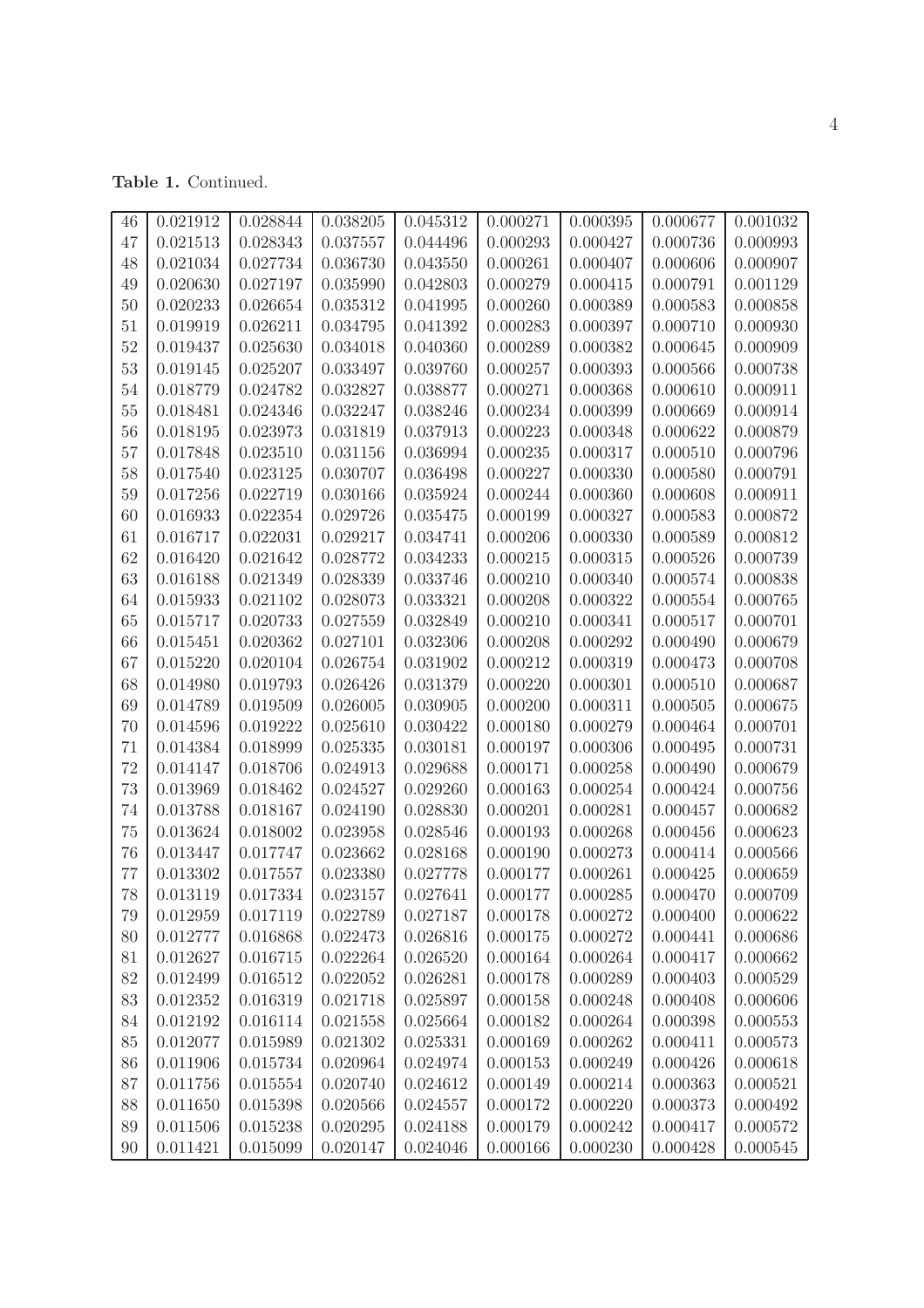**Table 1.** Continued.

| | | | | | | | | |
|---|---|---|---|---|---|---|---|---|
| 46 | 0.021912 | 0.028844 | 0.038205 | 0.045312 | 0.000271 | 0.000395 | 0.000677 | 0.001032 |
| 47 | 0.021513 | 0.028343 | 0.037557 | 0.044496 | 0.000293 | 0.000427 | 0.000736 | 0.000993 |
| 48 | 0.021034 | 0.027734 | 0.036730 | 0.043550 | 0.000261 | 0.000407 | 0.000606 | 0.000907 |
| 49 | 0.020630 | 0.027197 | 0.035990 | 0.042803 | 0.000279 | 0.000415 | 0.000791 | 0.001129 |
| 50 | 0.020233 | 0.026654 | 0.035312 | 0.041995 | 0.000260 | 0.000389 | 0.000583 | 0.000858 |
| 51 | 0.019919 | 0.026211 | 0.034795 | 0.041392 | 0.000283 | 0.000397 | 0.000710 | 0.000930 |
| 52 | 0.019437 | 0.025630 | 0.034018 | 0.040360 | 0.000289 | 0.000382 | 0.000645 | 0.000909 |
| 53 | 0.019145 | 0.025207 | 0.033497 | 0.039760 | 0.000257 | 0.000393 | 0.000566 | 0.000738 |
| 54 | 0.018779 | 0.024782 | 0.032827 | 0.038877 | 0.000271 | 0.000368 | 0.000610 | 0.000911 |
| 55 | 0.018481 | 0.024346 | 0.032247 | 0.038246 | 0.000234 | 0.000399 | 0.000669 | 0.000914 |
| 56 | 0.018195 | 0.023973 | 0.031819 | 0.037913 | 0.000223 | 0.000348 | 0.000622 | 0.000879 |
| 57 | 0.017848 | 0.023510 | 0.031156 | 0.036994 | 0.000235 | 0.000317 | 0.000510 | 0.000796 |
| 58 | 0.017540 | 0.023125 | 0.030707 | 0.036498 | 0.000227 | 0.000330 | 0.000580 | 0.000791 |
| 59 | 0.017256 | 0.022719 | 0.030166 | 0.035924 | 0.000244 | 0.000360 | 0.000608 | 0.000911 |
| 60 | 0.016933 | 0.022354 | 0.029726 | 0.035475 | 0.000199 | 0.000327 | 0.000583 | 0.000872 |
| 61 | 0.016717 | 0.022031 | 0.029217 | 0.034741 | 0.000206 | 0.000330 | 0.000589 | 0.000812 |
| 62 | 0.016420 | 0.021642 | 0.028772 | 0.034233 | 0.000215 | 0.000315 | 0.000526 | 0.000739 |
| 63 | 0.016188 | 0.021349 | 0.028339 | 0.033746 | 0.000210 | 0.000340 | 0.000574 | 0.000838 |
| 64 | 0.015933 | 0.021102 | 0.028073 | 0.033321 | 0.000208 | 0.000322 | 0.000554 | 0.000765 |
| 65 | 0.015717 | 0.020733 | 0.027559 | 0.032849 | 0.000210 | 0.000341 | 0.000517 | 0.000701 |
| 66 | 0.015451 | 0.020362 | 0.027101 | 0.032306 | 0.000208 | 0.000292 | 0.000490 | 0.000679 |
| 67 | 0.015220 | 0.020104 | 0.026754 | 0.031902 | 0.000212 | 0.000319 | 0.000473 | 0.000708 |
| 68 | 0.014980 | 0.019793 | 0.026426 | 0.031379 | 0.000220 | 0.000301 | 0.000510 | 0.000687 |
| 69 | 0.014789 | 0.019509 | 0.026005 | 0.030905 | 0.000200 | 0.000311 | 0.000505 | 0.000675 |
| 70 | 0.014596 | 0.019222 | 0.025610 | 0.030422 | 0.000180 | 0.000279 | 0.000464 | 0.000701 |
| 71 | 0.014384 | 0.018999 | 0.025335 | 0.030181 | 0.000197 | 0.000306 | 0.000495 | 0.000731 |
| 72 | 0.014147 | 0.018706 | 0.024913 | 0.029688 | 0.000171 | 0.000258 | 0.000490 | 0.000679 |
| 73 | 0.013969 | 0.018462 | 0.024527 | 0.029260 | 0.000163 | 0.000254 | 0.000424 | 0.000756 |
| 74 | 0.013788 | 0.018167 | 0.024190 | 0.028830 | 0.000201 | 0.000281 | 0.000457 | 0.000682 |
| 75 | 0.013624 | 0.018002 | 0.023958 | 0.028546 | 0.000193 | 0.000268 | 0.000456 | 0.000623 |
| 76 | 0.013447 | 0.017747 | 0.023662 | 0.028168 | 0.000190 | 0.000273 | 0.000414 | 0.000566 |
| 77 | 0.013302 | 0.017557 | 0.023380 | 0.027778 | 0.000177 | 0.000261 | 0.000425 | 0.000659 |
| 78 | 0.013119 | 0.017334 | 0.023157 | 0.027641 | 0.000177 | 0.000285 | 0.000470 | 0.000709 |
| 79 | 0.012959 | 0.017119 | 0.022789 | 0.027187 | 0.000178 | 0.000272 | 0.000400 | 0.000622 |
| 80 | 0.012777 | 0.016868 | 0.022473 | 0.026816 | 0.000175 | 0.000272 | 0.000441 | 0.000686 |
| 81 | 0.012627 | 0.016715 | 0.022264 | 0.026520 | 0.000164 | 0.000264 | 0.000417 | 0.000662 |
| 82 | 0.012499 | 0.016512 | 0.022052 | 0.026281 | 0.000178 | 0.000289 | 0.000403 | 0.000529 |
| 83 | 0.012352 | 0.016319 | 0.021718 | 0.025897 | 0.000158 | 0.000248 | 0.000408 | 0.000606 |
| 84 | 0.012192 | 0.016114 | 0.021558 | 0.025664 | 0.000182 | 0.000264 | 0.000398 | 0.000553 |
| 85 | 0.012077 | 0.015989 | 0.021302 | 0.025331 | 0.000169 | 0.000262 | 0.000411 | 0.000573 |
| 86 | 0.011906 | 0.015734 | 0.020964 | 0.024974 | 0.000153 | 0.000249 | 0.000426 | 0.000618 |
| 87 | 0.011756 | 0.015554 | 0.020740 | 0.024612 | 0.000149 | 0.000214 | 0.000363 | 0.000521 |
| 88 | 0.011650 | 0.015398 | 0.020566 | 0.024557 | 0.000172 | 0.000220 | 0.000373 | 0.000492 |
| 89 | 0.011506 | 0.015238 | 0.020295 | 0.024188 | 0.000179 | 0.000242 | 0.000417 | 0.000572 |
| 90 | 0.011421 | 0.015099 | 0.020147 | 0.024046 | 0.000166 | 0.000230 | 0.000428 | 0.000545 |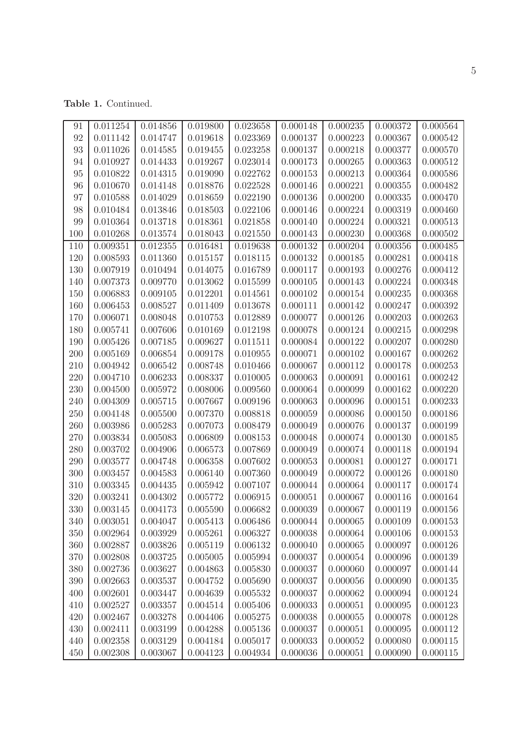**Table 1.** Continued.

| | | | | | | | | |
|---|---|---|---|---|---|---|---|---|
| 91 | 0.011254 | 0.014856 | 0.019800 | 0.023658 | 0.000148 | 0.000235 | 0.000372 | 0.000564 |
| 92 | 0.011142 | 0.014747 | 0.019618 | 0.023369 | 0.000137 | 0.000223 | 0.000367 | 0.000542 |
| 93 | 0.011026 | 0.014585 | 0.019455 | 0.023258 | 0.000137 | 0.000218 | 0.000377 | 0.000570 |
| 94 | 0.010927 | 0.014433 | 0.019267 | 0.023014 | 0.000173 | 0.000265 | 0.000363 | 0.000512 |
| 95 | 0.010822 | 0.014315 | 0.019090 | 0.022762 | 0.000153 | 0.000213 | 0.000364 | 0.000586 |
| 96 | 0.010670 | 0.014148 | 0.018876 | 0.022528 | 0.000146 | 0.000221 | 0.000355 | 0.000482 |
| 97 | 0.010588 | 0.014029 | 0.018659 | 0.022190 | 0.000136 | 0.000200 | 0.000335 | 0.000470 |
| 98 | 0.010484 | 0.013846 | 0.018503 | 0.022106 | 0.000146 | 0.000224 | 0.000319 | 0.000460 |
| 99 | 0.010364 | 0.013718 | 0.018361 | 0.021858 | 0.000140 | 0.000224 | 0.000321 | 0.000513 |
| 100 | 0.010268 | 0.013574 | 0.018043 | 0.021550 | 0.000143 | 0.000230 | 0.000368 | 0.000502 |
| 110 | 0.009351 | 0.012355 | 0.016481 | 0.019638 | 0.000132 | 0.000204 | 0.000356 | 0.000485 |
| 120 | 0.008593 | 0.011360 | 0.015157 | 0.018115 | 0.000132 | 0.000185 | 0.000281 | 0.000418 |
| 130 | 0.007919 | 0.010494 | 0.014075 | 0.016789 | 0.000117 | 0.000193 | 0.000276 | 0.000412 |
| 140 | 0.007373 | 0.009770 | 0.013062 | 0.015599 | 0.000105 | 0.000143 | 0.000224 | 0.000348 |
| 150 | 0.006883 | 0.009105 | 0.012201 | 0.014561 | 0.000102 | 0.000154 | 0.000235 | 0.000368 |
| 160 | 0.006453 | 0.008527 | 0.011409 | 0.013678 | 0.000111 | 0.000142 | 0.000247 | 0.000392 |
| 170 | 0.006071 | 0.008048 | 0.010753 | 0.012889 | 0.000077 | 0.000126 | 0.000203 | 0.000263 |
| 180 | 0.005741 | 0.007606 | 0.010169 | 0.012198 | 0.000078 | 0.000124 | 0.000215 | 0.000298 |
| 190 | 0.005426 | 0.007185 | 0.009627 | 0.011511 | 0.000084 | 0.000122 | 0.000207 | 0.000280 |
| 200 | 0.005169 | 0.006854 | 0.009178 | 0.010955 | 0.000071 | 0.000102 | 0.000167 | 0.000262 |
| 210 | 0.004942 | 0.006542 | 0.008748 | 0.010466 | 0.000067 | 0.000112 | 0.000178 | 0.000253 |
| 220 | 0.004710 | 0.006233 | 0.008337 | 0.010005 | 0.000063 | 0.000091 | 0.000161 | 0.000242 |
| 230 | 0.004500 | 0.005972 | 0.008006 | 0.009560 | 0.000064 | 0.000099 | 0.000162 | 0.000220 |
| 240 | 0.004309 | 0.005715 | 0.007667 | 0.009196 | 0.000063 | 0.000096 | 0.000151 | 0.000233 |
| 250 | 0.004148 | 0.005500 | 0.007370 | 0.008818 | 0.000059 | 0.000086 | 0.000150 | 0.000186 |
| 260 | 0.003986 | 0.005283 | 0.007073 | 0.008479 | 0.000049 | 0.000076 | 0.000137 | 0.000199 |
| 270 | 0.003834 | 0.005083 | 0.006809 | 0.008153 | 0.000048 | 0.000074 | 0.000130 | 0.000185 |
| 280 | 0.003702 | 0.004906 | 0.006573 | 0.007869 | 0.000049 | 0.000074 | 0.000118 | 0.000194 |
| 290 | 0.003577 | 0.004748 | 0.006358 | 0.007602 | 0.000053 | 0.000081 | 0.000127 | 0.000171 |
| 300 | 0.003457 | 0.004583 | 0.006140 | 0.007360 | 0.000049 | 0.000072 | 0.000126 | 0.000180 |
| 310 | 0.003345 | 0.004435 | 0.005942 | 0.007107 | 0.000044 | 0.000064 | 0.000117 | 0.000174 |
| 320 | 0.003241 | 0.004302 | 0.005772 | 0.006915 | 0.000051 | 0.000067 | 0.000116 | 0.000164 |
| 330 | 0.003145 | 0.004173 | 0.005590 | 0.006682 | 0.000039 | 0.000067 | 0.000119 | 0.000156 |
| 340 | 0.003051 | 0.004047 | 0.005413 | 0.006486 | 0.000044 | 0.000065 | 0.000109 | 0.000153 |
| 350 | 0.002964 | 0.003929 | 0.005261 | 0.006327 | 0.000038 | 0.000064 | 0.000106 | 0.000153 |
| 360 | 0.002887 | 0.003826 | 0.005119 | 0.006132 | 0.000040 | 0.000065 | 0.000097 | 0.000126 |
| 370 | 0.002808 | 0.003725 | 0.005005 | 0.005994 | 0.000037 | 0.000054 | 0.000096 | 0.000139 |
| 380 | 0.002736 | 0.003627 | 0.004863 | 0.005830 | 0.000037 | 0.000060 | 0.000097 | 0.000144 |
| 390 | 0.002663 | 0.003537 | 0.004752 | 0.005690 | 0.000037 | 0.000056 | 0.000090 | 0.000135 |
| 400 | 0.002601 | 0.003447 | 0.004639 | 0.005532 | 0.000037 | 0.000062 | 0.000094 | 0.000124 |
| 410 | 0.002527 | 0.003357 | 0.004514 | 0.005406 | 0.000033 | 0.000051 | 0.000095 | 0.000123 |
| 420 | 0.002467 | 0.003278 | 0.004406 | 0.005275 | 0.000038 | 0.000055 | 0.000078 | 0.000128 |
| 430 | 0.002411 | 0.003199 | 0.004288 | 0.005136 | 0.000037 | 0.000051 | 0.000095 | 0.000112 |
| 440 | 0.002358 | 0.003129 | 0.004184 | 0.005017 | 0.000033 | 0.000052 | 0.000080 | 0.000115 |
| 450 | 0.002308 | 0.003067 | 0.004123 | 0.004934 | 0.000036 | 0.000051 | 0.000090 | 0.000115 |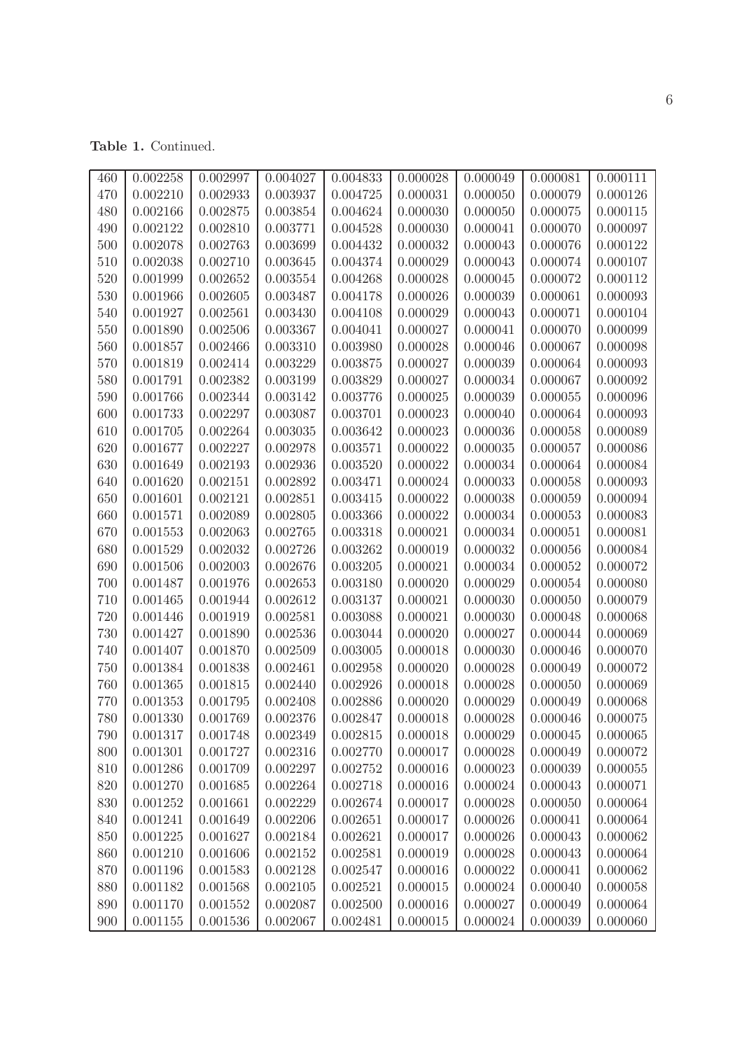**Table 1.** Continued.

| | | | | | | | | |
|---|---|---|---|---|---|---|---|---|
| 460 | 0.002258 | 0.002997 | 0.004027 | 0.004833 | 0.000028 | 0.000049 | 0.000081 | 0.000111 |
| 470 | 0.002210 | 0.002933 | 0.003937 | 0.004725 | 0.000031 | 0.000050 | 0.000079 | 0.000126 |
| 480 | 0.002166 | 0.002875 | 0.003854 | 0.004624 | 0.000030 | 0.000050 | 0.000075 | 0.000115 |
| 490 | 0.002122 | 0.002810 | 0.003771 | 0.004528 | 0.000030 | 0.000041 | 0.000070 | 0.000097 |
| 500 | 0.002078 | 0.002763 | 0.003699 | 0.004432 | 0.000032 | 0.000043 | 0.000076 | 0.000122 |
| 510 | 0.002038 | 0.002710 | 0.003645 | 0.004374 | 0.000029 | 0.000043 | 0.000074 | 0.000107 |
| 520 | 0.001999 | 0.002652 | 0.003554 | 0.004268 | 0.000028 | 0.000045 | 0.000072 | 0.000112 |
| 530 | 0.001966 | 0.002605 | 0.003487 | 0.004178 | 0.000026 | 0.000039 | 0.000061 | 0.000093 |
| 540 | 0.001927 | 0.002561 | 0.003430 | 0.004108 | 0.000029 | 0.000043 | 0.000071 | 0.000104 |
| 550 | 0.001890 | 0.002506 | 0.003367 | 0.004041 | 0.000027 | 0.000041 | 0.000070 | 0.000099 |
| 560 | 0.001857 | 0.002466 | 0.003310 | 0.003980 | 0.000028 | 0.000046 | 0.000067 | 0.000098 |
| 570 | 0.001819 | 0.002414 | 0.003229 | 0.003875 | 0.000027 | 0.000039 | 0.000064 | 0.000093 |
| 580 | 0.001791 | 0.002382 | 0.003199 | 0.003829 | 0.000027 | 0.000034 | 0.000067 | 0.000092 |
| 590 | 0.001766 | 0.002344 | 0.003142 | 0.003776 | 0.000025 | 0.000039 | 0.000055 | 0.000096 |
| 600 | 0.001733 | 0.002297 | 0.003087 | 0.003701 | 0.000023 | 0.000040 | 0.000064 | 0.000093 |
| 610 | 0.001705 | 0.002264 | 0.003035 | 0.003642 | 0.000023 | 0.000036 | 0.000058 | 0.000089 |
| 620 | 0.001677 | 0.002227 | 0.002978 | 0.003571 | 0.000022 | 0.000035 | 0.000057 | 0.000086 |
| 630 | 0.001649 | 0.002193 | 0.002936 | 0.003520 | 0.000022 | 0.000034 | 0.000064 | 0.000084 |
| 640 | 0.001620 | 0.002151 | 0.002892 | 0.003471 | 0.000024 | 0.000033 | 0.000058 | 0.000093 |
| 650 | 0.001601 | 0.002121 | 0.002851 | 0.003415 | 0.000022 | 0.000038 | 0.000059 | 0.000094 |
| 660 | 0.001571 | 0.002089 | 0.002805 | 0.003366 | 0.000022 | 0.000034 | 0.000053 | 0.000083 |
| 670 | 0.001553 | 0.002063 | 0.002765 | 0.003318 | 0.000021 | 0.000034 | 0.000051 | 0.000081 |
| 680 | 0.001529 | 0.002032 | 0.002726 | 0.003262 | 0.000019 | 0.000032 | 0.000056 | 0.000084 |
| 690 | 0.001506 | 0.002003 | 0.002676 | 0.003205 | 0.000021 | 0.000034 | 0.000052 | 0.000072 |
| 700 | 0.001487 | 0.001976 | 0.002653 | 0.003180 | 0.000020 | 0.000029 | 0.000054 | 0.000080 |
| 710 | 0.001465 | 0.001944 | 0.002612 | 0.003137 | 0.000021 | 0.000030 | 0.000050 | 0.000079 |
| 720 | 0.001446 | 0.001919 | 0.002581 | 0.003088 | 0.000021 | 0.000030 | 0.000048 | 0.000068 |
| 730 | 0.001427 | 0.001890 | 0.002536 | 0.003044 | 0.000020 | 0.000027 | 0.000044 | 0.000069 |
| 740 | 0.001407 | 0.001870 | 0.002509 | 0.003005 | 0.000018 | 0.000030 | 0.000046 | 0.000070 |
| 750 | 0.001384 | 0.001838 | 0.002461 | 0.002958 | 0.000020 | 0.000028 | 0.000049 | 0.000072 |
| 760 | 0.001365 | 0.001815 | 0.002440 | 0.002926 | 0.000018 | 0.000028 | 0.000050 | 0.000069 |
| 770 | 0.001353 | 0.001795 | 0.002408 | 0.002886 | 0.000020 | 0.000029 | 0.000049 | 0.000068 |
| 780 | 0.001330 | 0.001769 | 0.002376 | 0.002847 | 0.000018 | 0.000028 | 0.000046 | 0.000075 |
| 790 | 0.001317 | 0.001748 | 0.002349 | 0.002815 | 0.000018 | 0.000029 | 0.000045 | 0.000065 |
| 800 | 0.001301 | 0.001727 | 0.002316 | 0.002770 | 0.000017 | 0.000028 | 0.000049 | 0.000072 |
| 810 | 0.001286 | 0.001709 | 0.002297 | 0.002752 | 0.000016 | 0.000023 | 0.000039 | 0.000055 |
| 820 | 0.001270 | 0.001685 | 0.002264 | 0.002718 | 0.000016 | 0.000024 | 0.000043 | 0.000071 |
| 830 | 0.001252 | 0.001661 | 0.002229 | 0.002674 | 0.000017 | 0.000028 | 0.000050 | 0.000064 |
| 840 | 0.001241 | 0.001649 | 0.002206 | 0.002651 | 0.000017 | 0.000026 | 0.000041 | 0.000064 |
| 850 | 0.001225 | 0.001627 | 0.002184 | 0.002621 | 0.000017 | 0.000026 | 0.000043 | 0.000062 |
| 860 | 0.001210 | 0.001606 | 0.002152 | 0.002581 | 0.000019 | 0.000028 | 0.000043 | 0.000064 |
| 870 | 0.001196 | 0.001583 | 0.002128 | 0.002547 | 0.000016 | 0.000022 | 0.000041 | 0.000062 |
| 880 | 0.001182 | 0.001568 | 0.002105 | 0.002521 | 0.000015 | 0.000024 | 0.000040 | 0.000058 |
| 890 | 0.001170 | 0.001552 | 0.002087 | 0.002500 | 0.000016 | 0.000027 | 0.000049 | 0.000064 |
| 900 | 0.001155 | 0.001536 | 0.002067 | 0.002481 | 0.000015 | 0.000024 | 0.000039 | 0.000060 |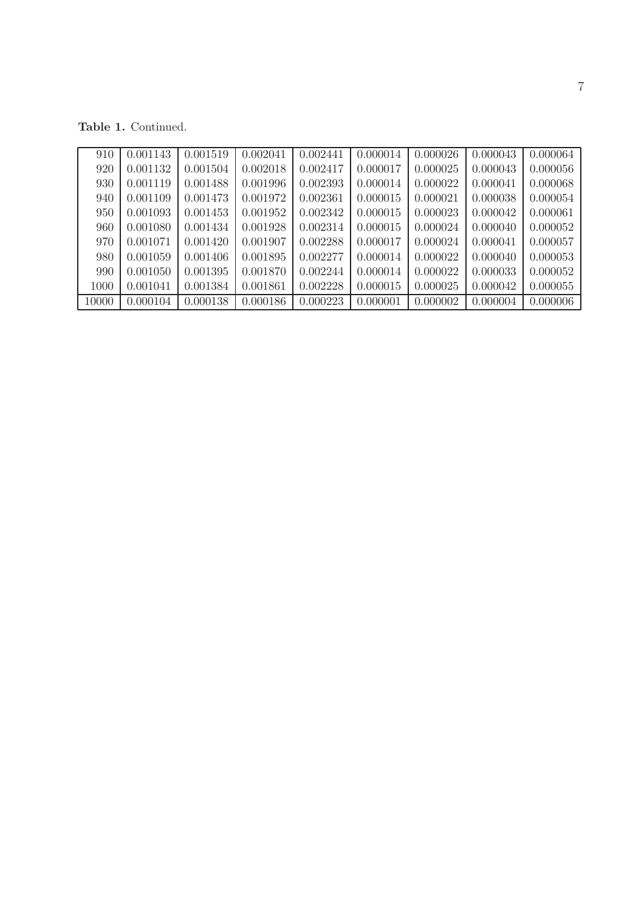**Table 1.** Continued.

| | | | | | | | | |
|---|---|---|---|---|---|---|---|---|
| 910 | 0.001143 | 0.001519 | 0.002041 | 0.002441 | 0.000014 | 0.000026 | 0.000043 | 0.000064 |
| 920 | 0.001132 | 0.001504 | 0.002018 | 0.002417 | 0.000017 | 0.000025 | 0.000043 | 0.000056 |
| 930 | 0.001119 | 0.001488 | 0.001996 | 0.002393 | 0.000014 | 0.000022 | 0.000041 | 0.000068 |
| 940 | 0.001109 | 0.001473 | 0.001972 | 0.002361 | 0.000015 | 0.000021 | 0.000038 | 0.000054 |
| 950 | 0.001093 | 0.001453 | 0.001952 | 0.002342 | 0.000015 | 0.000023 | 0.000042 | 0.000061 |
| 960 | 0.001080 | 0.001434 | 0.001928 | 0.002314 | 0.000015 | 0.000024 | 0.000040 | 0.000052 |
| 970 | 0.001071 | 0.001420 | 0.001907 | 0.002288 | 0.000017 | 0.000024 | 0.000041 | 0.000057 |
| 980 | 0.001059 | 0.001406 | 0.001895 | 0.002277 | 0.000014 | 0.000022 | 0.000040 | 0.000053 |
| 990 | 0.001050 | 0.001395 | 0.001870 | 0.002244 | 0.000014 | 0.000022 | 0.000033 | 0.000052 |
| 1000 | 0.001041 | 0.001384 | 0.001861 | 0.002228 | 0.000015 | 0.000025 | 0.000042 | 0.000055 |
| 10000 | 0.000104 | 0.000138 | 0.000186 | 0.000223 | 0.000001 | 0.000002 | 0.000004 | 0.000006 |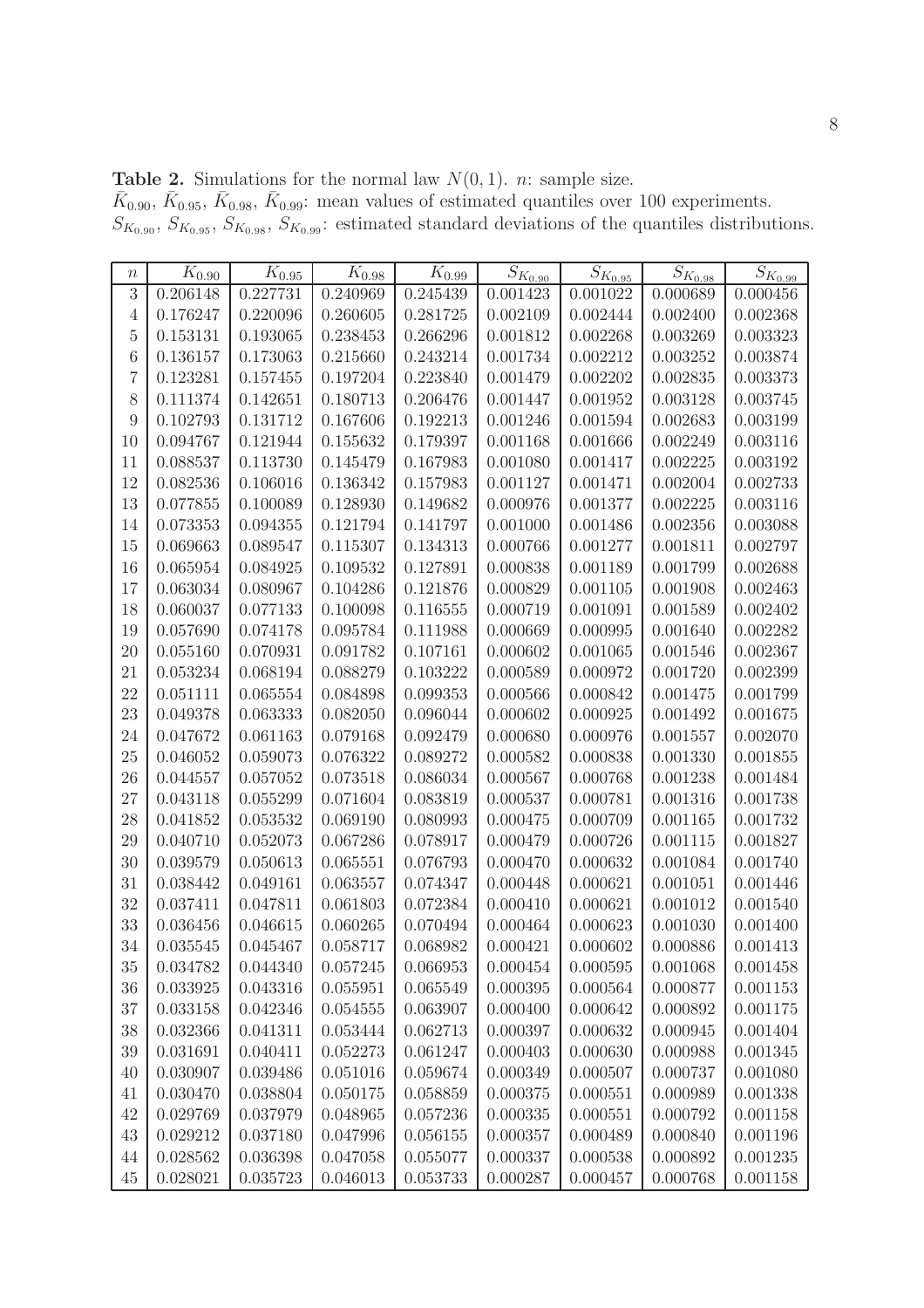**Table 2.** Simulations for the normal law $N(0, 1)$. $n$: sample size.
$\bar{K}_{0.90}$, $\bar{K}_{0.95}$, $\bar{K}_{0.98}$, $\bar{K}_{0.99}$: mean values of estimated quantiles over 100 experiments.
$S_{K_{0.90}}$, $S_{K_{0.95}}$, $S_{K_{0.98}}$, $S_{K_{0.99}}$: estimated standard deviations of the quantiles distributions.

| $n$ | $\bar{K}_{0.90}$ | $\bar{K}_{0.95}$ | $\bar{K}_{0.98}$ | $\bar{K}_{0.99}$ | $S_{K_{0.90}}$ | $S_{K_{0.95}}$ | $S_{K_{0.98}}$ | $S_{K_{0.99}}$ |
|---|---|---|---|---|---|---|---|---|
| 3 | 0.206148 | 0.227731 | 0.240969 | 0.245439 | 0.001423 | 0.001022 | 0.000689 | 0.000456 |
| 4 | 0.176247 | 0.220096 | 0.260605 | 0.281725 | 0.002109 | 0.002444 | 0.002400 | 0.002368 |
| 5 | 0.153131 | 0.193065 | 0.238453 | 0.266296 | 0.001812 | 0.002268 | 0.003269 | 0.003323 |
| 6 | 0.136157 | 0.173063 | 0.215660 | 0.243214 | 0.001734 | 0.002212 | 0.003252 | 0.003874 |
| 7 | 0.123281 | 0.157455 | 0.197204 | 0.223840 | 0.001479 | 0.002202 | 0.002835 | 0.003373 |
| 8 | 0.111374 | 0.142651 | 0.180713 | 0.206476 | 0.001447 | 0.001952 | 0.003128 | 0.003745 |
| 9 | 0.102793 | 0.131712 | 0.167606 | 0.192213 | 0.001246 | 0.001594 | 0.002683 | 0.003199 |
| 10 | 0.094767 | 0.121944 | 0.155632 | 0.179397 | 0.001168 | 0.001666 | 0.002249 | 0.003116 |
| 11 | 0.088537 | 0.113730 | 0.145479 | 0.167983 | 0.001080 | 0.001417 | 0.002225 | 0.003192 |
| 12 | 0.082536 | 0.106016 | 0.136342 | 0.157983 | 0.001127 | 0.001471 | 0.002004 | 0.002733 |
| 13 | 0.077855 | 0.100089 | 0.128930 | 0.149682 | 0.000976 | 0.001377 | 0.002225 | 0.003116 |
| 14 | 0.073353 | 0.094355 | 0.121794 | 0.141797 | 0.001000 | 0.001486 | 0.002356 | 0.003088 |
| 15 | 0.069663 | 0.089547 | 0.115307 | 0.134313 | 0.000766 | 0.001277 | 0.001811 | 0.002797 |
| 16 | 0.065954 | 0.084925 | 0.109532 | 0.127891 | 0.000838 | 0.001189 | 0.001799 | 0.002688 |
| 17 | 0.063034 | 0.080967 | 0.104286 | 0.121876 | 0.000829 | 0.001105 | 0.001908 | 0.002463 |
| 18 | 0.060037 | 0.077133 | 0.100098 | 0.116555 | 0.000719 | 0.001091 | 0.001589 | 0.002402 |
| 19 | 0.057690 | 0.074178 | 0.095784 | 0.111988 | 0.000669 | 0.000995 | 0.001640 | 0.002282 |
| 20 | 0.055160 | 0.070931 | 0.091782 | 0.107161 | 0.000602 | 0.001065 | 0.001546 | 0.002367 |
| 21 | 0.053234 | 0.068194 | 0.088279 | 0.103222 | 0.000589 | 0.000972 | 0.001720 | 0.002399 |
| 22 | 0.051111 | 0.065554 | 0.084898 | 0.099353 | 0.000566 | 0.000842 | 0.001475 | 0.001799 |
| 23 | 0.049378 | 0.063333 | 0.082050 | 0.096044 | 0.000602 | 0.000925 | 0.001492 | 0.001675 |
| 24 | 0.047672 | 0.061163 | 0.079168 | 0.092479 | 0.000680 | 0.000976 | 0.001557 | 0.002070 |
| 25 | 0.046052 | 0.059073 | 0.076322 | 0.089272 | 0.000582 | 0.000838 | 0.001330 | 0.001855 |
| 26 | 0.044557 | 0.057052 | 0.073518 | 0.086034 | 0.000567 | 0.000768 | 0.001238 | 0.001484 |
| 27 | 0.043118 | 0.055299 | 0.071604 | 0.083819 | 0.000537 | 0.000781 | 0.001316 | 0.001738 |
| 28 | 0.041852 | 0.053532 | 0.069190 | 0.080993 | 0.000475 | 0.000709 | 0.001165 | 0.001732 |
| 29 | 0.040710 | 0.052073 | 0.067286 | 0.078917 | 0.000479 | 0.000726 | 0.001115 | 0.001827 |
| 30 | 0.039579 | 0.050613 | 0.065551 | 0.076793 | 0.000470 | 0.000632 | 0.001084 | 0.001740 |
| 31 | 0.038442 | 0.049161 | 0.063557 | 0.074347 | 0.000448 | 0.000621 | 0.001051 | 0.001446 |
| 32 | 0.037411 | 0.047811 | 0.061803 | 0.072384 | 0.000410 | 0.000621 | 0.001012 | 0.001540 |
| 33 | 0.036456 | 0.046615 | 0.060265 | 0.070494 | 0.000464 | 0.000623 | 0.001030 | 0.001400 |
| 34 | 0.035545 | 0.045467 | 0.058717 | 0.068982 | 0.000421 | 0.000602 | 0.000886 | 0.001413 |
| 35 | 0.034782 | 0.044340 | 0.057245 | 0.066953 | 0.000454 | 0.000595 | 0.001068 | 0.001458 |
| 36 | 0.033925 | 0.043316 | 0.055951 | 0.065549 | 0.000395 | 0.000564 | 0.000877 | 0.001153 |
| 37 | 0.033158 | 0.042346 | 0.054555 | 0.063907 | 0.000400 | 0.000642 | 0.000892 | 0.001175 |
| 38 | 0.032366 | 0.041311 | 0.053444 | 0.062713 | 0.000397 | 0.000632 | 0.000945 | 0.001404 |
| 39 | 0.031691 | 0.040411 | 0.052273 | 0.061247 | 0.000403 | 0.000630 | 0.000988 | 0.001345 |
| 40 | 0.030907 | 0.039486 | 0.051016 | 0.059674 | 0.000349 | 0.000507 | 0.000737 | 0.001080 |
| 41 | 0.030470 | 0.038804 | 0.050175 | 0.058859 | 0.000375 | 0.000551 | 0.000989 | 0.001338 |
| 42 | 0.029769 | 0.037979 | 0.048965 | 0.057236 | 0.000335 | 0.000551 | 0.000792 | 0.001158 |
| 43 | 0.029212 | 0.037180 | 0.047996 | 0.056155 | 0.000357 | 0.000489 | 0.000840 | 0.001196 |
| 44 | 0.028562 | 0.036398 | 0.047058 | 0.055077 | 0.000337 | 0.000538 | 0.000892 | 0.001235 |
| 45 | 0.028021 | 0.035723 | 0.046013 | 0.053733 | 0.000287 | 0.000457 | 0.000768 | 0.001158 |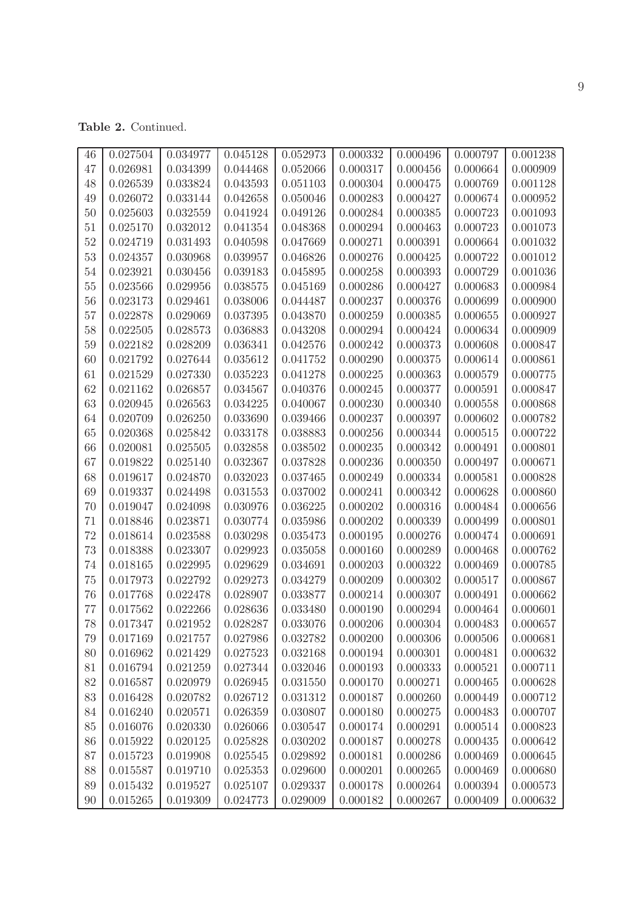**Table 2.** Continued.

| | | | | | | | | |
|---|---|---|---|---|---|---|---|---|
| 46 | 0.027504 | 0.034977 | 0.045128 | 0.052973 | 0.000332 | 0.000496 | 0.000797 | 0.001238 |
| 47 | 0.026981 | 0.034399 | 0.044468 | 0.052066 | 0.000317 | 0.000456 | 0.000664 | 0.000909 |
| 48 | 0.026539 | 0.033824 | 0.043593 | 0.051103 | 0.000304 | 0.000475 | 0.000769 | 0.001128 |
| 49 | 0.026072 | 0.033144 | 0.042658 | 0.050046 | 0.000283 | 0.000427 | 0.000674 | 0.000952 |
| 50 | 0.025603 | 0.032559 | 0.041924 | 0.049126 | 0.000284 | 0.000385 | 0.000723 | 0.001093 |
| 51 | 0.025170 | 0.032012 | 0.041354 | 0.048368 | 0.000294 | 0.000463 | 0.000723 | 0.001073 |
| 52 | 0.024719 | 0.031493 | 0.040598 | 0.047669 | 0.000271 | 0.000391 | 0.000664 | 0.001032 |
| 53 | 0.024357 | 0.030968 | 0.039957 | 0.046826 | 0.000276 | 0.000425 | 0.000722 | 0.001012 |
| 54 | 0.023921 | 0.030456 | 0.039183 | 0.045895 | 0.000258 | 0.000393 | 0.000729 | 0.001036 |
| 55 | 0.023566 | 0.029956 | 0.038575 | 0.045169 | 0.000286 | 0.000427 | 0.000683 | 0.000984 |
| 56 | 0.023173 | 0.029461 | 0.038006 | 0.044487 | 0.000237 | 0.000376 | 0.000699 | 0.000900 |
| 57 | 0.022878 | 0.029069 | 0.037395 | 0.043870 | 0.000259 | 0.000385 | 0.000655 | 0.000927 |
| 58 | 0.022505 | 0.028573 | 0.036883 | 0.043208 | 0.000294 | 0.000424 | 0.000634 | 0.000909 |
| 59 | 0.022182 | 0.028209 | 0.036341 | 0.042576 | 0.000242 | 0.000373 | 0.000608 | 0.000847 |
| 60 | 0.021792 | 0.027644 | 0.035612 | 0.041752 | 0.000290 | 0.000375 | 0.000614 | 0.000861 |
| 61 | 0.021529 | 0.027330 | 0.035223 | 0.041278 | 0.000225 | 0.000363 | 0.000579 | 0.000775 |
| 62 | 0.021162 | 0.026857 | 0.034567 | 0.040376 | 0.000245 | 0.000377 | 0.000591 | 0.000847 |
| 63 | 0.020945 | 0.026563 | 0.034225 | 0.040067 | 0.000230 | 0.000340 | 0.000558 | 0.000868 |
| 64 | 0.020709 | 0.026250 | 0.033690 | 0.039466 | 0.000237 | 0.000397 | 0.000602 | 0.000782 |
| 65 | 0.020368 | 0.025842 | 0.033178 | 0.038883 | 0.000256 | 0.000344 | 0.000515 | 0.000722 |
| 66 | 0.020081 | 0.025505 | 0.032858 | 0.038502 | 0.000235 | 0.000342 | 0.000491 | 0.000801 |
| 67 | 0.019822 | 0.025140 | 0.032367 | 0.037828 | 0.000236 | 0.000350 | 0.000497 | 0.000671 |
| 68 | 0.019617 | 0.024870 | 0.032023 | 0.037465 | 0.000249 | 0.000334 | 0.000581 | 0.000828 |
| 69 | 0.019337 | 0.024498 | 0.031553 | 0.037002 | 0.000241 | 0.000342 | 0.000628 | 0.000860 |
| 70 | 0.019047 | 0.024098 | 0.030976 | 0.036225 | 0.000202 | 0.000316 | 0.000484 | 0.000656 |
| 71 | 0.018846 | 0.023871 | 0.030774 | 0.035986 | 0.000202 | 0.000339 | 0.000499 | 0.000801 |
| 72 | 0.018614 | 0.023588 | 0.030298 | 0.035473 | 0.000195 | 0.000276 | 0.000474 | 0.000691 |
| 73 | 0.018388 | 0.023307 | 0.029923 | 0.035058 | 0.000160 | 0.000289 | 0.000468 | 0.000762 |
| 74 | 0.018165 | 0.022995 | 0.029629 | 0.034691 | 0.000203 | 0.000322 | 0.000469 | 0.000785 |
| 75 | 0.017973 | 0.022792 | 0.029273 | 0.034279 | 0.000209 | 0.000302 | 0.000517 | 0.000867 |
| 76 | 0.017768 | 0.022478 | 0.028907 | 0.033877 | 0.000214 | 0.000307 | 0.000491 | 0.000662 |
| 77 | 0.017562 | 0.022266 | 0.028636 | 0.033480 | 0.000190 | 0.000294 | 0.000464 | 0.000601 |
| 78 | 0.017347 | 0.021952 | 0.028287 | 0.033076 | 0.000206 | 0.000304 | 0.000483 | 0.000657 |
| 79 | 0.017169 | 0.021757 | 0.027986 | 0.032782 | 0.000200 | 0.000306 | 0.000506 | 0.000681 |
| 80 | 0.016962 | 0.021429 | 0.027523 | 0.032168 | 0.000194 | 0.000301 | 0.000481 | 0.000632 |
| 81 | 0.016794 | 0.021259 | 0.027344 | 0.032046 | 0.000193 | 0.000333 | 0.000521 | 0.000711 |
| 82 | 0.016587 | 0.020979 | 0.026945 | 0.031550 | 0.000170 | 0.000271 | 0.000465 | 0.000628 |
| 83 | 0.016428 | 0.020782 | 0.026712 | 0.031312 | 0.000187 | 0.000260 | 0.000449 | 0.000712 |
| 84 | 0.016240 | 0.020571 | 0.026359 | 0.030807 | 0.000180 | 0.000275 | 0.000483 | 0.000707 |
| 85 | 0.016076 | 0.020330 | 0.026066 | 0.030547 | 0.000174 | 0.000291 | 0.000514 | 0.000823 |
| 86 | 0.015922 | 0.020125 | 0.025828 | 0.030202 | 0.000187 | 0.000278 | 0.000435 | 0.000642 |
| 87 | 0.015723 | 0.019908 | 0.025545 | 0.029892 | 0.000181 | 0.000286 | 0.000469 | 0.000645 |
| 88 | 0.015587 | 0.019710 | 0.025353 | 0.029600 | 0.000201 | 0.000265 | 0.000469 | 0.000680 |
| 89 | 0.015432 | 0.019527 | 0.025107 | 0.029337 | 0.000178 | 0.000264 | 0.000394 | 0.000573 |
| 90 | 0.015265 | 0.019309 | 0.024773 | 0.029009 | 0.000182 | 0.000267 | 0.000409 | 0.000632 |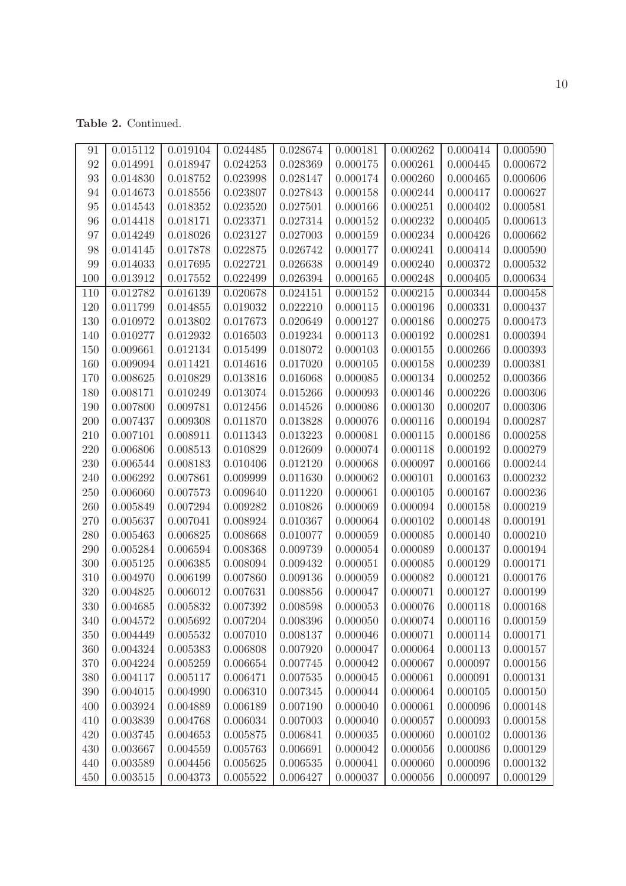**Table 2.** Continued.

| | | | | | | | | |
|---|---|---|---|---|---|---|---|---|
| 91 | 0.015112 | 0.019104 | 0.024485 | 0.028674 | 0.000181 | 0.000262 | 0.000414 | 0.000590 |
| 92 | 0.014991 | 0.018947 | 0.024253 | 0.028369 | 0.000175 | 0.000261 | 0.000445 | 0.000672 |
| 93 | 0.014830 | 0.018752 | 0.023998 | 0.028147 | 0.000174 | 0.000260 | 0.000465 | 0.000606 |
| 94 | 0.014673 | 0.018556 | 0.023807 | 0.027843 | 0.000158 | 0.000244 | 0.000417 | 0.000627 |
| 95 | 0.014543 | 0.018352 | 0.023520 | 0.027501 | 0.000166 | 0.000251 | 0.000402 | 0.000581 |
| 96 | 0.014418 | 0.018171 | 0.023371 | 0.027314 | 0.000152 | 0.000232 | 0.000405 | 0.000613 |
| 97 | 0.014249 | 0.018026 | 0.023127 | 0.027003 | 0.000159 | 0.000234 | 0.000426 | 0.000662 |
| 98 | 0.014145 | 0.017878 | 0.022875 | 0.026742 | 0.000177 | 0.000241 | 0.000414 | 0.000590 |
| 99 | 0.014033 | 0.017695 | 0.022721 | 0.026638 | 0.000149 | 0.000240 | 0.000372 | 0.000532 |
| 100 | 0.013912 | 0.017552 | 0.022499 | 0.026394 | 0.000165 | 0.000248 | 0.000405 | 0.000634 |
| 110 | 0.012782 | 0.016139 | 0.020678 | 0.024151 | 0.000152 | 0.000215 | 0.000344 | 0.000458 |
| 120 | 0.011799 | 0.014855 | 0.019032 | 0.022210 | 0.000115 | 0.000196 | 0.000331 | 0.000437 |
| 130 | 0.010972 | 0.013802 | 0.017673 | 0.020649 | 0.000127 | 0.000186 | 0.000275 | 0.000473 |
| 140 | 0.010277 | 0.012932 | 0.016503 | 0.019234 | 0.000113 | 0.000192 | 0.000281 | 0.000394 |
| 150 | 0.009661 | 0.012134 | 0.015499 | 0.018072 | 0.000103 | 0.000155 | 0.000266 | 0.000393 |
| 160 | 0.009094 | 0.011421 | 0.014616 | 0.017020 | 0.000105 | 0.000158 | 0.000239 | 0.000381 |
| 170 | 0.008625 | 0.010829 | 0.013816 | 0.016068 | 0.000085 | 0.000134 | 0.000252 | 0.000366 |
| 180 | 0.008171 | 0.010249 | 0.013074 | 0.015266 | 0.000093 | 0.000146 | 0.000226 | 0.000306 |
| 190 | 0.007800 | 0.009781 | 0.012456 | 0.014526 | 0.000086 | 0.000130 | 0.000207 | 0.000306 |
| 200 | 0.007437 | 0.009308 | 0.011870 | 0.013828 | 0.000076 | 0.000116 | 0.000194 | 0.000287 |
| 210 | 0.007101 | 0.008911 | 0.011343 | 0.013223 | 0.000081 | 0.000115 | 0.000186 | 0.000258 |
| 220 | 0.006806 | 0.008513 | 0.010829 | 0.012609 | 0.000074 | 0.000118 | 0.000192 | 0.000279 |
| 230 | 0.006544 | 0.008183 | 0.010406 | 0.012120 | 0.000068 | 0.000097 | 0.000166 | 0.000244 |
| 240 | 0.006292 | 0.007861 | 0.009999 | 0.011630 | 0.000062 | 0.000101 | 0.000163 | 0.000232 |
| 250 | 0.006060 | 0.007573 | 0.009640 | 0.011220 | 0.000061 | 0.000105 | 0.000167 | 0.000236 |
| 260 | 0.005849 | 0.007294 | 0.009282 | 0.010826 | 0.000069 | 0.000094 | 0.000158 | 0.000219 |
| 270 | 0.005637 | 0.007041 | 0.008924 | 0.010367 | 0.000064 | 0.000102 | 0.000148 | 0.000191 |
| 280 | 0.005463 | 0.006825 | 0.008668 | 0.010077 | 0.000059 | 0.000085 | 0.000140 | 0.000210 |
| 290 | 0.005284 | 0.006594 | 0.008368 | 0.009739 | 0.000054 | 0.000089 | 0.000137 | 0.000194 |
| 300 | 0.005125 | 0.006385 | 0.008094 | 0.009432 | 0.000051 | 0.000085 | 0.000129 | 0.000171 |
| 310 | 0.004970 | 0.006199 | 0.007860 | 0.009136 | 0.000059 | 0.000082 | 0.000121 | 0.000176 |
| 320 | 0.004825 | 0.006012 | 0.007631 | 0.008856 | 0.000047 | 0.000071 | 0.000127 | 0.000199 |
| 330 | 0.004685 | 0.005832 | 0.007392 | 0.008598 | 0.000053 | 0.000076 | 0.000118 | 0.000168 |
| 340 | 0.004572 | 0.005692 | 0.007204 | 0.008396 | 0.000050 | 0.000074 | 0.000116 | 0.000159 |
| 350 | 0.004449 | 0.005532 | 0.007010 | 0.008137 | 0.000046 | 0.000071 | 0.000114 | 0.000171 |
| 360 | 0.004324 | 0.005383 | 0.006808 | 0.007920 | 0.000047 | 0.000064 | 0.000113 | 0.000157 |
| 370 | 0.004224 | 0.005259 | 0.006654 | 0.007745 | 0.000042 | 0.000067 | 0.000097 | 0.000156 |
| 380 | 0.004117 | 0.005117 | 0.006471 | 0.007535 | 0.000045 | 0.000061 | 0.000091 | 0.000131 |
| 390 | 0.004015 | 0.004990 | 0.006310 | 0.007345 | 0.000044 | 0.000064 | 0.000105 | 0.000150 |
| 400 | 0.003924 | 0.004889 | 0.006189 | 0.007190 | 0.000040 | 0.000061 | 0.000096 | 0.000148 |
| 410 | 0.003839 | 0.004768 | 0.006034 | 0.007003 | 0.000040 | 0.000057 | 0.000093 | 0.000158 |
| 420 | 0.003745 | 0.004653 | 0.005875 | 0.006841 | 0.000035 | 0.000060 | 0.000102 | 0.000136 |
| 430 | 0.003667 | 0.004559 | 0.005763 | 0.006691 | 0.000042 | 0.000056 | 0.000086 | 0.000129 |
| 440 | 0.003589 | 0.004456 | 0.005625 | 0.006535 | 0.000041 | 0.000060 | 0.000096 | 0.000132 |
| 450 | 0.003515 | 0.004373 | 0.005522 | 0.006427 | 0.000037 | 0.000056 | 0.000097 | 0.000129 |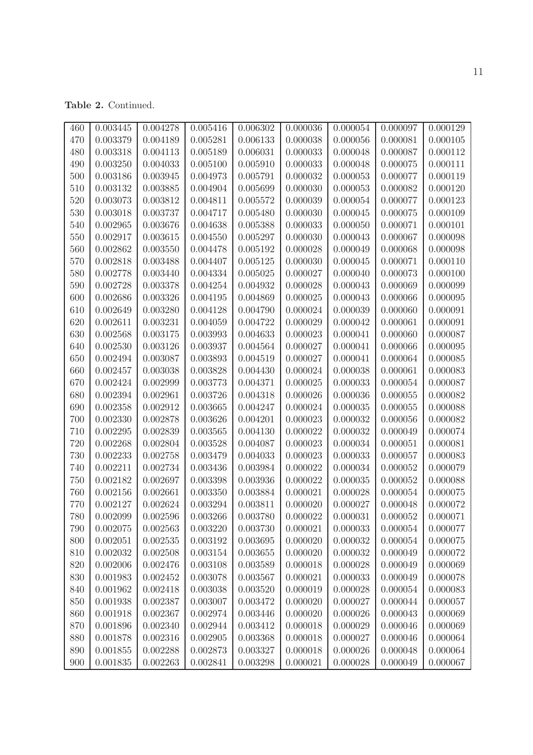**Table 2.** Continued.

| | | | | | | | | |
|---|---|---|---|---|---|---|---|---|
| 460 | 0.003445 | 0.004278 | 0.005416 | 0.006302 | 0.000036 | 0.000054 | 0.000097 | 0.000129 |
| 470 | 0.003379 | 0.004189 | 0.005281 | 0.006133 | 0.000038 | 0.000056 | 0.000081 | 0.000105 |
| 480 | 0.003318 | 0.004113 | 0.005189 | 0.006031 | 0.000033 | 0.000048 | 0.000087 | 0.000112 |
| 490 | 0.003250 | 0.004033 | 0.005100 | 0.005910 | 0.000033 | 0.000048 | 0.000075 | 0.000111 |
| 500 | 0.003186 | 0.003945 | 0.004973 | 0.005791 | 0.000032 | 0.000053 | 0.000077 | 0.000119 |
| 510 | 0.003132 | 0.003885 | 0.004904 | 0.005699 | 0.000030 | 0.000053 | 0.000082 | 0.000120 |
| 520 | 0.003073 | 0.003812 | 0.004811 | 0.005572 | 0.000039 | 0.000054 | 0.000077 | 0.000123 |
| 530 | 0.003018 | 0.003737 | 0.004717 | 0.005480 | 0.000030 | 0.000045 | 0.000075 | 0.000109 |
| 540 | 0.002965 | 0.003676 | 0.004638 | 0.005388 | 0.000033 | 0.000050 | 0.000071 | 0.000101 |
| 550 | 0.002917 | 0.003615 | 0.004550 | 0.005297 | 0.000030 | 0.000043 | 0.000067 | 0.000098 |
| 560 | 0.002862 | 0.003550 | 0.004478 | 0.005192 | 0.000028 | 0.000049 | 0.000068 | 0.000098 |
| 570 | 0.002818 | 0.003488 | 0.004407 | 0.005125 | 0.000030 | 0.000045 | 0.000071 | 0.000110 |
| 580 | 0.002778 | 0.003440 | 0.004334 | 0.005025 | 0.000027 | 0.000040 | 0.000073 | 0.000100 |
| 590 | 0.002728 | 0.003378 | 0.004254 | 0.004932 | 0.000028 | 0.000043 | 0.000069 | 0.000099 |
| 600 | 0.002686 | 0.003326 | 0.004195 | 0.004869 | 0.000025 | 0.000043 | 0.000066 | 0.000095 |
| 610 | 0.002649 | 0.003280 | 0.004128 | 0.004790 | 0.000024 | 0.000039 | 0.000060 | 0.000091 |
| 620 | 0.002611 | 0.003231 | 0.004059 | 0.004722 | 0.000029 | 0.000042 | 0.000061 | 0.000091 |
| 630 | 0.002568 | 0.003175 | 0.003993 | 0.004633 | 0.000023 | 0.000041 | 0.000060 | 0.000087 |
| 640 | 0.002530 | 0.003126 | 0.003937 | 0.004564 | 0.000027 | 0.000041 | 0.000066 | 0.000095 |
| 650 | 0.002494 | 0.003087 | 0.003893 | 0.004519 | 0.000027 | 0.000041 | 0.000064 | 0.000085 |
| 660 | 0.002457 | 0.003038 | 0.003828 | 0.004430 | 0.000024 | 0.000038 | 0.000061 | 0.000083 |
| 670 | 0.002424 | 0.002999 | 0.003773 | 0.004371 | 0.000025 | 0.000033 | 0.000054 | 0.000087 |
| 680 | 0.002394 | 0.002961 | 0.003726 | 0.004318 | 0.000026 | 0.000036 | 0.000055 | 0.000082 |
| 690 | 0.002358 | 0.002912 | 0.003665 | 0.004247 | 0.000024 | 0.000035 | 0.000055 | 0.000088 |
| 700 | 0.002330 | 0.002878 | 0.003626 | 0.004201 | 0.000023 | 0.000032 | 0.000056 | 0.000082 |
| 710 | 0.002295 | 0.002839 | 0.003565 | 0.004130 | 0.000022 | 0.000032 | 0.000049 | 0.000074 |
| 720 | 0.002268 | 0.002804 | 0.003528 | 0.004087 | 0.000023 | 0.000034 | 0.000051 | 0.000081 |
| 730 | 0.002233 | 0.002758 | 0.003479 | 0.004033 | 0.000023 | 0.000033 | 0.000057 | 0.000083 |
| 740 | 0.002211 | 0.002734 | 0.003436 | 0.003984 | 0.000022 | 0.000034 | 0.000052 | 0.000079 |
| 750 | 0.002182 | 0.002697 | 0.003398 | 0.003936 | 0.000022 | 0.000035 | 0.000052 | 0.000088 |
| 760 | 0.002156 | 0.002661 | 0.003350 | 0.003884 | 0.000021 | 0.000028 | 0.000054 | 0.000075 |
| 770 | 0.002127 | 0.002624 | 0.003294 | 0.003811 | 0.000020 | 0.000027 | 0.000048 | 0.000072 |
| 780 | 0.002099 | 0.002596 | 0.003266 | 0.003780 | 0.000022 | 0.000031 | 0.000052 | 0.000071 |
| 790 | 0.002075 | 0.002563 | 0.003220 | 0.003730 | 0.000021 | 0.000033 | 0.000054 | 0.000077 |
| 800 | 0.002051 | 0.002535 | 0.003192 | 0.003695 | 0.000020 | 0.000032 | 0.000054 | 0.000075 |
| 810 | 0.002032 | 0.002508 | 0.003154 | 0.003655 | 0.000020 | 0.000032 | 0.000049 | 0.000072 |
| 820 | 0.002006 | 0.002476 | 0.003108 | 0.003589 | 0.000018 | 0.000028 | 0.000049 | 0.000069 |
| 830 | 0.001983 | 0.002452 | 0.003078 | 0.003567 | 0.000021 | 0.000033 | 0.000049 | 0.000078 |
| 840 | 0.001962 | 0.002418 | 0.003038 | 0.003520 | 0.000019 | 0.000028 | 0.000054 | 0.000083 |
| 850 | 0.001938 | 0.002387 | 0.003007 | 0.003472 | 0.000020 | 0.000027 | 0.000044 | 0.000057 |
| 860 | 0.001918 | 0.002367 | 0.002974 | 0.003446 | 0.000020 | 0.000026 | 0.000043 | 0.000069 |
| 870 | 0.001896 | 0.002340 | 0.002944 | 0.003412 | 0.000018 | 0.000029 | 0.000046 | 0.000069 |
| 880 | 0.001878 | 0.002316 | 0.002905 | 0.003368 | 0.000018 | 0.000027 | 0.000046 | 0.000064 |
| 890 | 0.001855 | 0.002288 | 0.002873 | 0.003327 | 0.000018 | 0.000026 | 0.000048 | 0.000064 |
| 900 | 0.001835 | 0.002263 | 0.002841 | 0.003298 | 0.000021 | 0.000028 | 0.000049 | 0.000067 |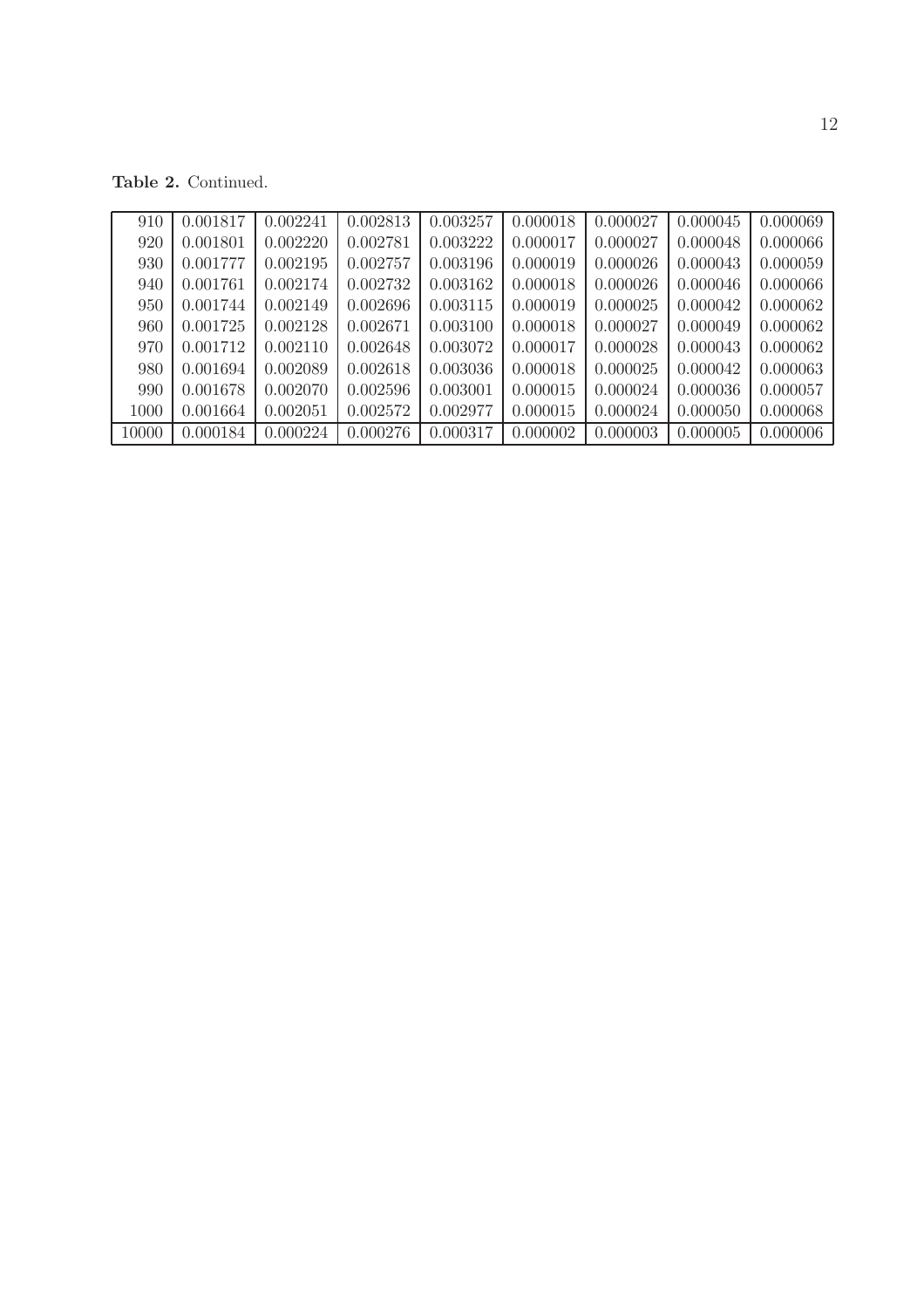**Table 2.** Continued.

| | | | | | | | | |
|---|---|---|---|---|---|---|---|---|
| 910 | 0.001817 | 0.002241 | 0.002813 | 0.003257 | 0.000018 | 0.000027 | 0.000045 | 0.000069 |
| 920 | 0.001801 | 0.002220 | 0.002781 | 0.003222 | 0.000017 | 0.000027 | 0.000048 | 0.000066 |
| 930 | 0.001777 | 0.002195 | 0.002757 | 0.003196 | 0.000019 | 0.000026 | 0.000043 | 0.000059 |
| 940 | 0.001761 | 0.002174 | 0.002732 | 0.003162 | 0.000018 | 0.000026 | 0.000046 | 0.000066 |
| 950 | 0.001744 | 0.002149 | 0.002696 | 0.003115 | 0.000019 | 0.000025 | 0.000042 | 0.000062 |
| 960 | 0.001725 | 0.002128 | 0.002671 | 0.003100 | 0.000018 | 0.000027 | 0.000049 | 0.000062 |
| 970 | 0.001712 | 0.002110 | 0.002648 | 0.003072 | 0.000017 | 0.000028 | 0.000043 | 0.000062 |
| 980 | 0.001694 | 0.002089 | 0.002618 | 0.003036 | 0.000018 | 0.000025 | 0.000042 | 0.000063 |
| 990 | 0.001678 | 0.002070 | 0.002596 | 0.003001 | 0.000015 | 0.000024 | 0.000036 | 0.000057 |
| 1000 | 0.001664 | 0.002051 | 0.002572 | 0.002977 | 0.000015 | 0.000024 | 0.000050 | 0.000068 |
| 10000 | 0.000184 | 0.000224 | 0.000276 | 0.000317 | 0.000002 | 0.000003 | 0.000005 | 0.000006 |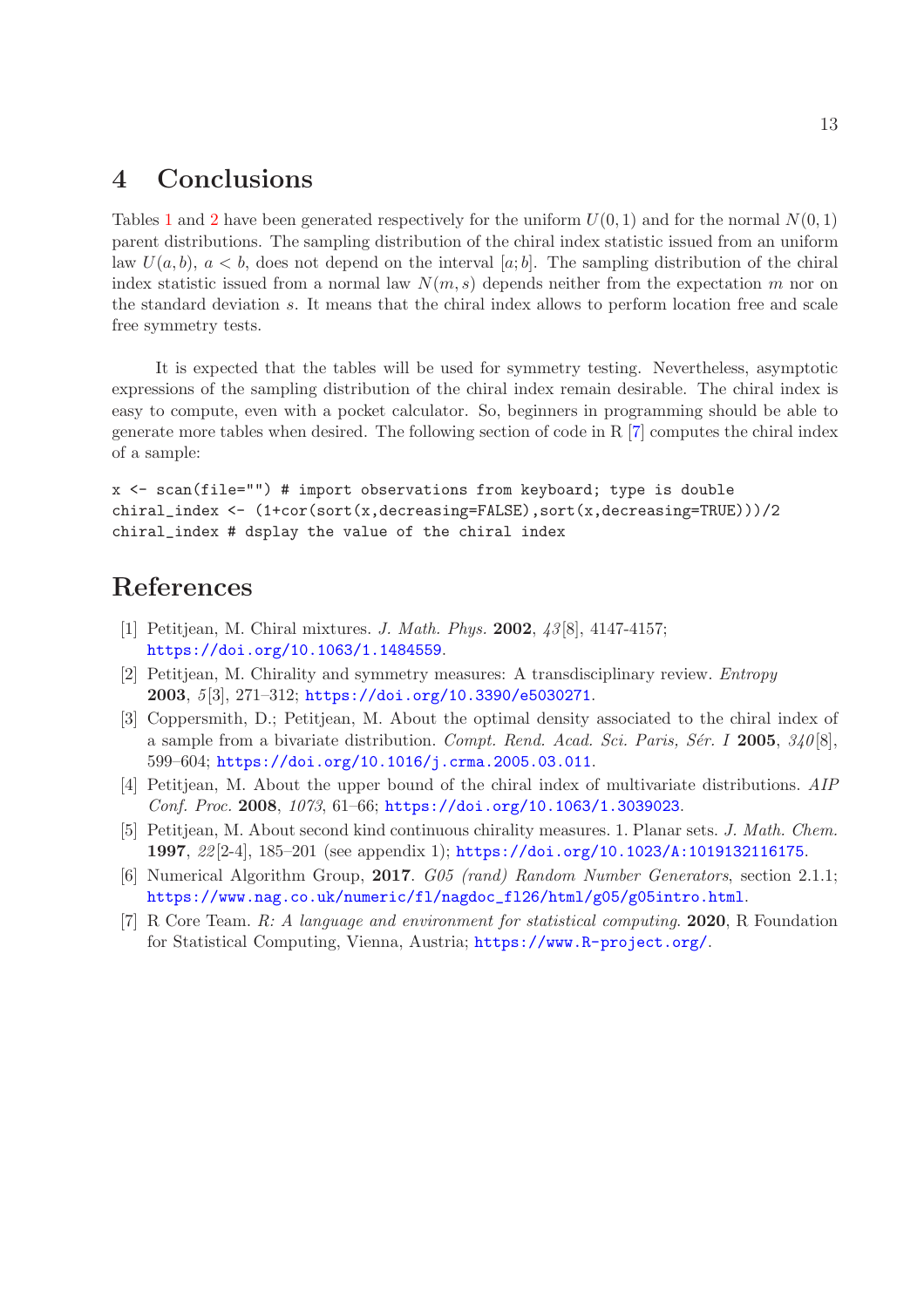## 4 Conclusions

Tables 1 and 2 have been generated respectively for the uniform $U(0,1)$ and for the normal $N(0,1)$ parent distributions. The sampling distribution of the chiral index statistic issued from an uniform law $U(a,b)$, $a < b$, does not depend on the interval $[a;b]$. The sampling distribution of the chiral index statistic issued from a normal law $N(m,s)$ depends neither from the expectation $m$ nor on the standard deviation $s$. It means that the chiral index allows to perform location free and scale free symmetry tests.

It is expected that the tables will be used for symmetry testing. Nevertheless, asymptotic expressions of the sampling distribution of the chiral index remain desirable. The chiral index is easy to compute, even with a pocket calculator. So, beginners in programming should be able to generate more tables when desired. The following section of code in R [7] computes the chiral index of a sample:

```
x <- scan(file="") # import observations from keyboard; type is double
chiral_index <- (1+cor(sort(x,decreasing=FALSE),sort(x,decreasing=TRUE)))/2
chiral_index # dsplay the value of the chiral index
```

# References

[1] Petitjean, M. Chiral mixtures. *J. Math. Phys.* **2002**, *43*[8], 4147-4157; https://doi.org/10.1063/1.1484559.

[2] Petitjean, M. Chirality and symmetry measures: A transdisciplinary review. *Entropy* **2003**, *5*[3], 271–312; https://doi.org/10.3390/e5030271.

[3] Coppersmith, D.; Petitjean, M. About the optimal density associated to the chiral index of a sample from a bivariate distribution. *Compt. Rend. Acad. Sci. Paris, Sér. I* **2005**, *340*[8], 599–604; https://doi.org/10.1016/j.crma.2005.03.011.

[4] Petitjean, M. About the upper bound of the chiral index of multivariate distributions. *AIP Conf. Proc.* **2008**, *1073*, 61–66; https://doi.org/10.1063/1.3039023.

[5] Petitjean, M. About second kind continuous chirality measures. 1. Planar sets. *J. Math. Chem.* **1997**, *22*[2-4], 185–201 (see appendix 1); https://doi.org/10.1023/A:1019132116175.

[6] Numerical Algorithm Group, **2017**. *G05 (rand) Random Number Generators*, section 2.1.1; https://www.nag.co.uk/numeric/fl/nagdoc_fl26/html/g05/g05intro.html.

[7] R Core Team. *R: A language and environment for statistical computing.* **2020**, R Foundation for Statistical Computing, Vienna, Austria; https://www.R-project.org/.